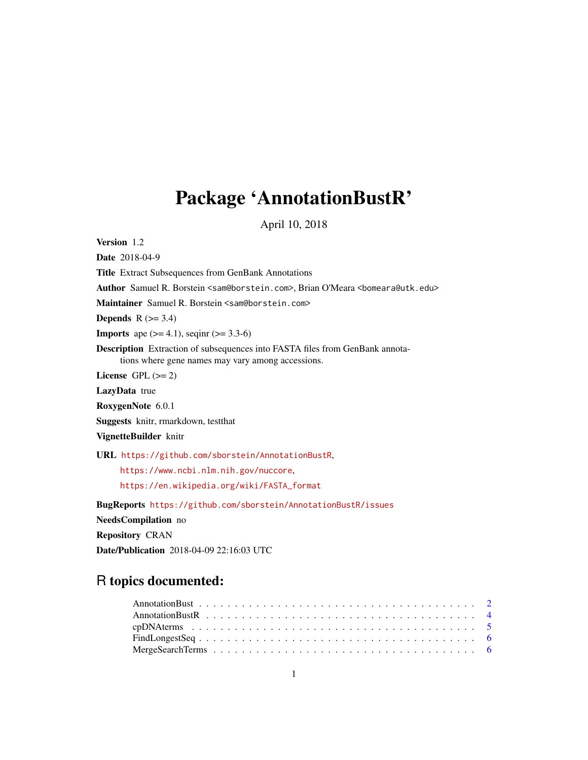# Package 'AnnotationBustR'

April 10, 2018

**Version** 1.2

**Date** 2018-04-9

**Title** Extract Subsequences from GenBank Annotations

**Author** Samuel R. Borstein <sam@borstein.com>, Brian O'Meara <bomeara@utk.edu>

**Maintainer** Samuel R. Borstein <sam@borstein.com>

**Depends** R (>= 3.4)

**Imports** ape (>= 4.1), seqinr (>= 3.3-6)

**Description** Extraction of subsequences into FASTA files from GenBank annotations where gene names may vary among accessions.

**License** GPL (>= 2)

**LazyData** true

**RoxygenNote** 6.0.1

**Suggests** knitr, rmarkdown, testthat

**VignetteBuilder** knitr

**URL** https://github.com/sborstein/AnnotationBustR, https://www.ncbi.nlm.nih.gov/nuccore, https://en.wikipedia.org/wiki/FASTA_format

**BugReports** https://github.com/sborstein/AnnotationBustR/issues

**NeedsCompilation** no

**Repository** CRAN

**Date/Publication** 2018-04-09 22:16:03 UTC

## R topics documented:

- AnnotationBust . . . . . . . . . . . . . . . . . . . . . . . . . . . . . . . . . . . . . . 2
- AnnotationBustR . . . . . . . . . . . . . . . . . . . . . . . . . . . . . . . . . . . . . 4
- cpDNAterms . . . . . . . . . . . . . . . . . . . . . . . . . . . . . . . . . . . . . . . 5
- FindLongestSeq . . . . . . . . . . . . . . . . . . . . . . . . . . . . . . . . . . . . . 6
- MergeSearchTerms . . . . . . . . . . . . . . . . . . . . . . . . . . . . . . . . . . . 6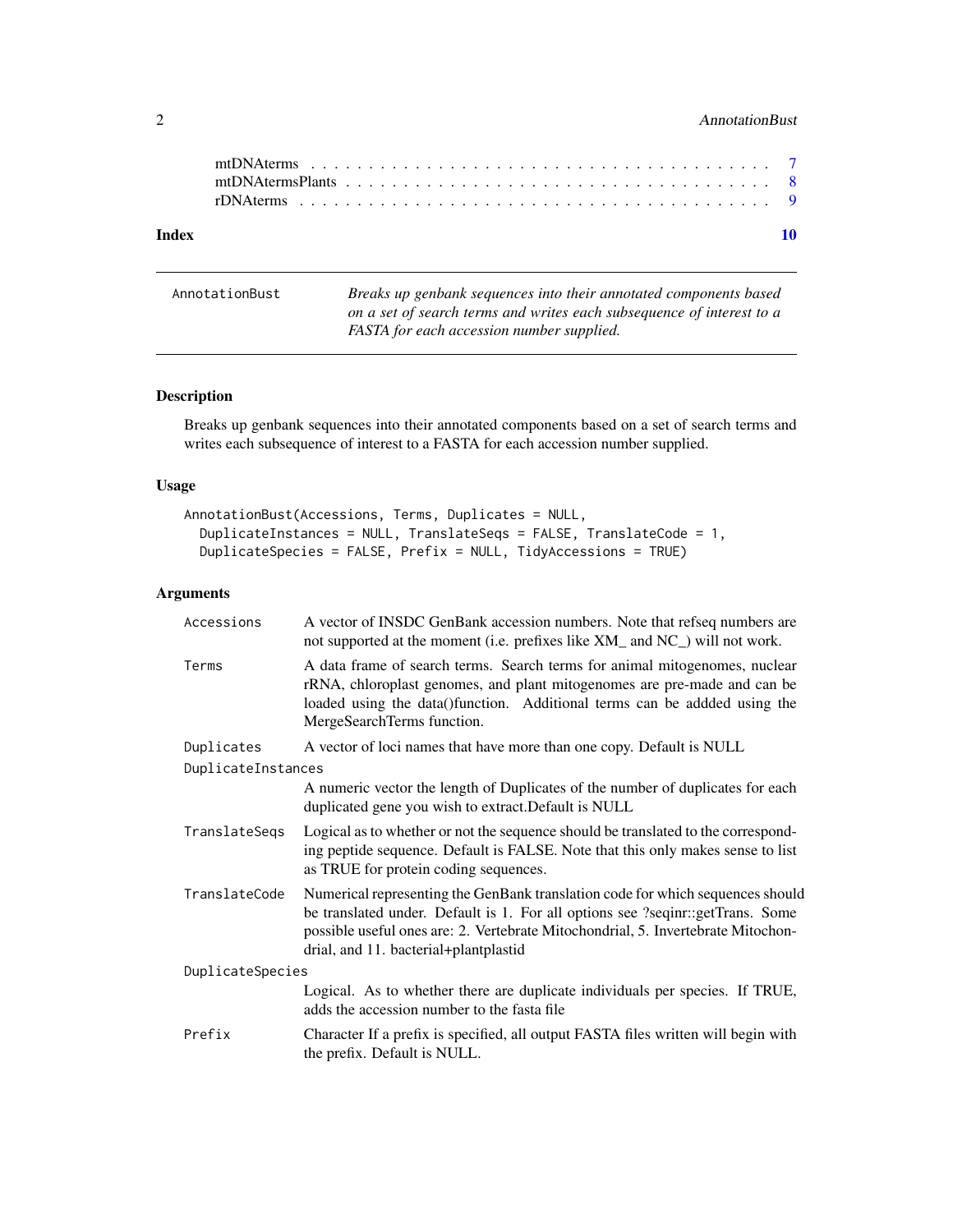| | |
|---|---|
| mtDNAterms | 7 |
| mtDNAtermsPlants | 8 |
| rDNAterms | 9 |
| **Index** | **10** |

---

AnnotationBust — *Breaks up genbank sequences into their annotated components based on a set of search terms and writes each subsequence of interest to a FASTA for each accession number supplied.*

---

## Description

Breaks up genbank sequences into their annotated components based on a set of search terms and writes each subsequence of interest to a FASTA for each accession number supplied.

## Usage

```
AnnotationBust(Accessions, Terms, Duplicates = NULL,
  DuplicateInstances = NULL, TranslateSeqs = FALSE, TranslateCode = 1,
  DuplicateSpecies = FALSE, Prefix = NULL, TidyAccessions = TRUE)
```

## Arguments

| Argument | Description |
|---|---|
| `Accessions` | A vector of INSDC GenBank accession numbers. Note that refseq numbers are not supported at the moment (i.e. prefixes like XM_ and NC_) will not work. |
| `Terms` | A data frame of search terms. Search terms for animal mitogenomes, nuclear rRNA, chloroplast genomes, and plant mitogenomes are pre-made and can be loaded using the data()function. Additional terms can be addded using the MergeSearchTerms function. |
| `Duplicates` | A vector of loci names that have more than one copy. Default is NULL |
| `DuplicateInstances` | A numeric vector the length of Duplicates of the number of duplicates for each duplicated gene you wish to extract.Default is NULL |
| `TranslateSeqs` | Logical as to whether or not the sequence should be translated to the corresponding peptide sequence. Default is FALSE. Note that this only makes sense to list as TRUE for protein coding sequences. |
| `TranslateCode` | Numerical representing the GenBank translation code for which sequences should be translated under. Default is 1. For all options see ?seqinr::getTrans. Some possible useful ones are: 2. Vertebrate Mitochondrial, 5. Invertebrate Mitochondrial, and 11. bacterial+plantplastid |
| `DuplicateSpecies` | Logical. As to whether there are duplicate individuals per species. If TRUE, adds the accession number to the fasta file |
| `Prefix` | Character If a prefix is specified, all output FASTA files written will begin with the prefix. Default is NULL. |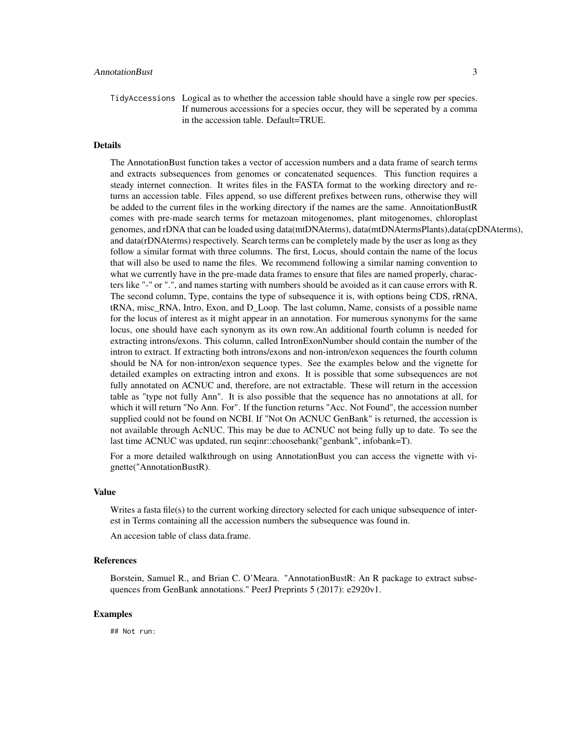TidyAccessions Logical as to whether the accession table should have a single row per species. If numerous accessions for a species occur, they will be seperated by a comma in the accession table. Default=TRUE.

## Details

The AnnotationBust function takes a vector of accession numbers and a data frame of search terms and extracts subsequences from genomes or concatenated sequences. This function requires a steady internet connection. It writes files in the FASTA format to the working directory and returns an accession table. Files append, so use different prefixes between runs, otherwise they will be added to the current files in the working directory if the names are the same. AnnoitationBustR comes with pre-made search terms for metazoan mitogenomes, plant mitogenomes, chloroplast genomes, and rDNA that can be loaded using data(mtDNAterms), data(mtDNAtermsPlants),data(cpDNAterms), and data(rDNAterms) respectively. Search terms can be completely made by the user as long as they follow a similar format with three columns. The first, Locus, should contain the name of the locus that will also be used to name the files. We recommend following a similar naming convention to what we currently have in the pre-made data frames to ensure that files are named properly, characters like "-" or ".", and names starting with numbers should be avoided as it can cause errors with R. The second column, Type, contains the type of subsequence it is, with options being CDS, rRNA, tRNA, misc_RNA, Intro, Exon, and D_Loop. The last column, Name, consists of a possible name for the locus of interest as it might appear in an annotation. For numerous synonyms for the same locus, one should have each synonym as its own row.An additional fourth column is needed for extracting introns/exons. This column, called IntronExonNumber should contain the number of the intron to extract. If extracting both introns/exons and non-intron/exon sequences the fourth column should be NA for non-intron/exon sequence types. See the examples below and the vignette for detailed examples on extracting intron and exons. It is possible that some subsequences are not fully annotated on ACNUC and, therefore, are not extractable. These will return in the accession table as "type not fully Ann". It is also possible that the sequence has no annotations at all, for which it will return "No Ann. For". If the function returns "Acc. Not Found", the accession number supplied could not be found on NCBI. If "Not On ACNUC GenBank" is returned, the accession is not available through AcNUC. This may be due to ACNUC not being fully up to date. To see the last time ACNUC was updated, run seqinr::choosebank("genbank", infobank=T).

For a more detailed walkthrough on using AnnotationBust you can access the vignette with vignette("AnnotationBustR).

## Value

Writes a fasta file(s) to the current working directory selected for each unique subsequence of interest in Terms containing all the accession numbers the subsequence was found in.

An accesion table of class data.frame.

## References

Borstein, Samuel R., and Brian C. O'Meara. "AnnotationBustR: An R package to extract subsequences from GenBank annotations." PeerJ Preprints 5 (2017): e2920v1.

## Examples

```
## Not run:
```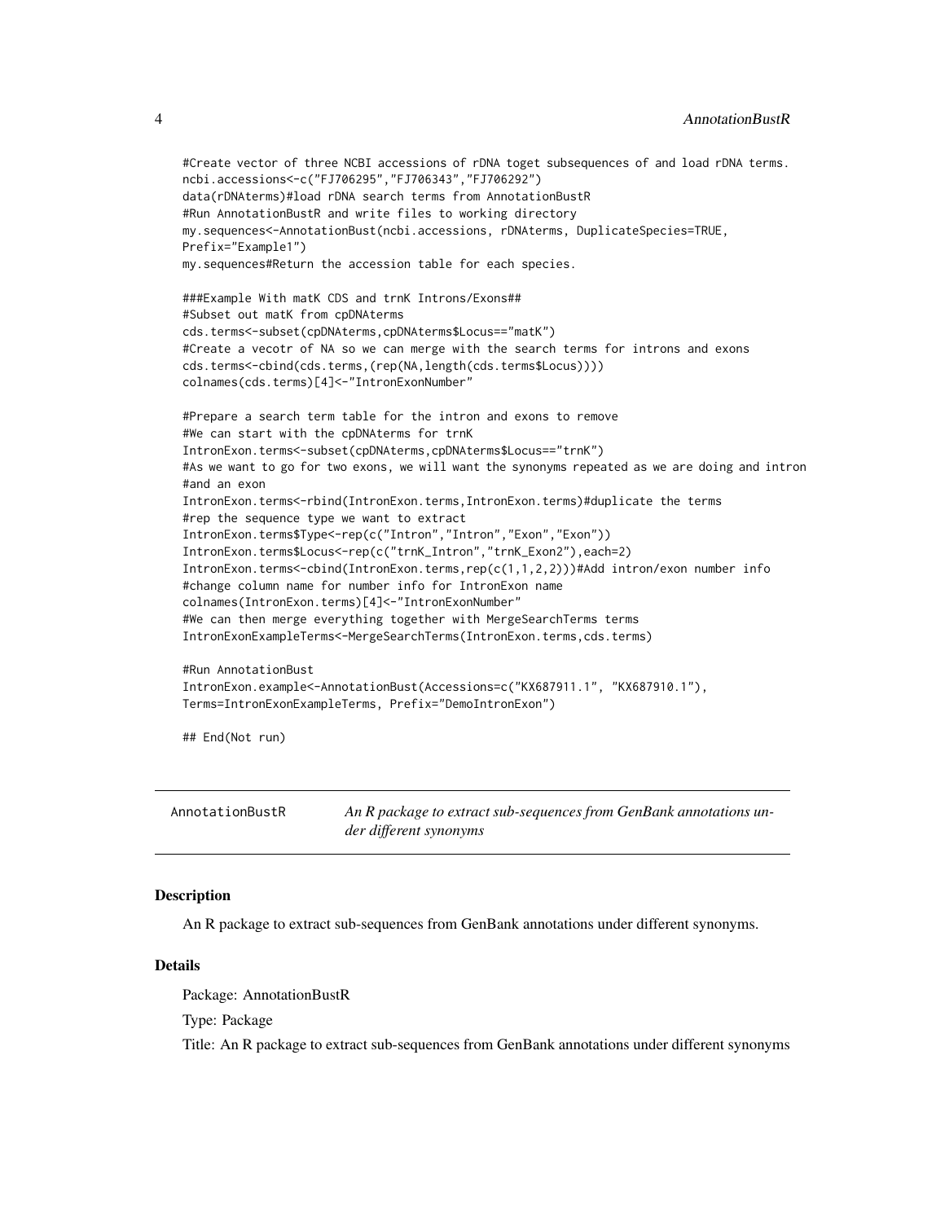```
#Create vector of three NCBI accessions of rDNA toget subsequences of and load rDNA terms.
ncbi.accessions<-c("FJ706295","FJ706343","FJ706292")
data(rDNAterms)#load rDNA search terms from AnnotationBustR
#Run AnnotationBustR and write files to working directory
my.sequences<-AnnotationBust(ncbi.accessions, rDNAterms, DuplicateSpecies=TRUE,
Prefix="Example1")
my.sequences#Return the accession table for each species.

###Example With matK CDS and trnK Introns/Exons##
#Subset out matK from cpDNAterms
cds.terms<-subset(cpDNAterms,cpDNAterms$Locus=="matK")
#Create a vecotr of NA so we can merge with the search terms for introns and exons
cds.terms<-cbind(cds.terms,(rep(NA,length(cds.terms$Locus))))
colnames(cds.terms)[4]<-"IntronExonNumber"

#Prepare a search term table for the intron and exons to remove
#We can start with the cpDNAterms for trnK
IntronExon.terms<-subset(cpDNAterms,cpDNAterms$Locus=="trnK")
#As we want to go for two exons, we will want the synonyms repeated as we are doing and intron
#and an exon
IntronExon.terms<-rbind(IntronExon.terms,IntronExon.terms)#duplicate the terms
#rep the sequence type we want to extract
IntronExon.terms$Type<-rep(c("Intron","Intron","Exon","Exon"))
IntronExon.terms$Locus<-rep(c("trnK_Intron","trnK_Exon2"),each=2)
IntronExon.terms<-cbind(IntronExon.terms,rep(c(1,1,2,2)))#Add intron/exon number info
#change column name for number info for IntronExon name
colnames(IntronExon.terms)[4]<-"IntronExonNumber"
#We can then merge everything together with MergeSearchTerms terms
IntronExonExampleTerms<-MergeSearchTerms(IntronExon.terms,cds.terms)

#Run AnnotationBust
IntronExon.example<-AnnotationBust(Accessions=c("KX687911.1", "KX687910.1"),
Terms=IntronExonExampleTerms, Prefix="DemoIntronExon")

## End(Not run)
```

---

AnnotationBustR — *An R package to extract sub-sequences from GenBank annotations under different synonyms*

---

## Description

An R package to extract sub-sequences from GenBank annotations under different synonyms.

## Details

Package: AnnotationBustR

Type: Package

Title: An R package to extract sub-sequences from GenBank annotations under different synonyms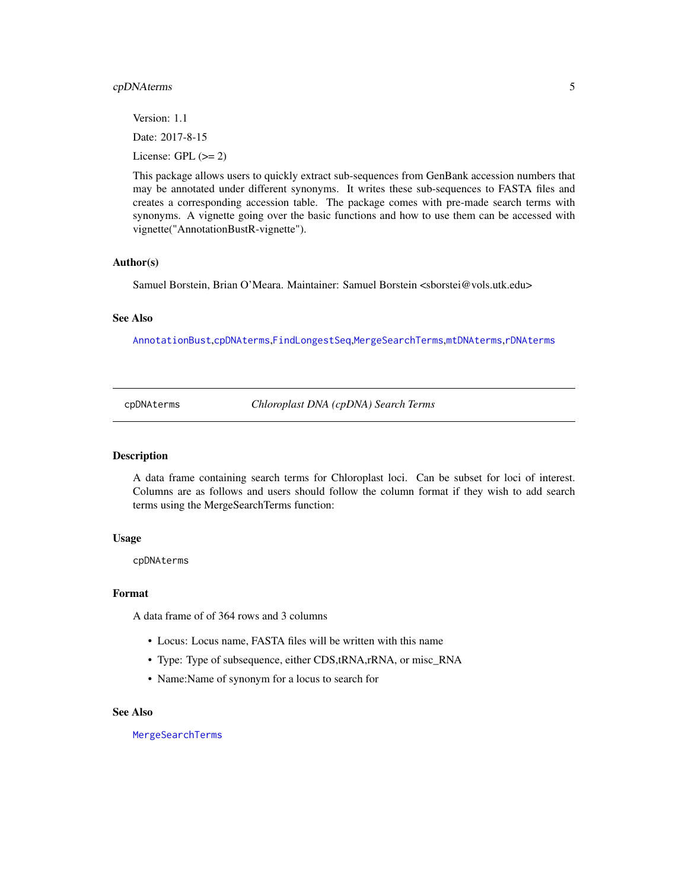Version: 1.1

Date: 2017-8-15

License: GPL (>= 2)

This package allows users to quickly extract sub-sequences from GenBank accession numbers that may be annotated under different synonyms. It writes these sub-sequences to FASTA files and creates a corresponding accession table. The package comes with pre-made search terms with synonyms. A vignette going over the basic functions and how to use them can be accessed with vignette("AnnotationBustR-vignette").

### Author(s)

Samuel Borstein, Brian O'Meara. Maintainer: Samuel Borstein <sborstei@vols.utk.edu>

### See Also

AnnotationBust,cpDNAterms,FindLongestSeq,MergeSearchTerms,mtDNAterms,rDNAterms

---

## cpDNAterms — *Chloroplast DNA (cpDNA) Search Terms*

### Description

A data frame containing search terms for Chloroplast loci. Can be subset for loci of interest. Columns are as follows and users should follow the column format if they wish to add search terms using the MergeSearchTerms function:

### Usage

```
cpDNAterms
```

### Format

A data frame of of 364 rows and 3 columns

- Locus: Locus name, FASTA files will be written with this name
- Type: Type of subsequence, either CDS,tRNA,rRNA, or misc_RNA
- Name:Name of synonym for a locus to search for

### See Also

MergeSearchTerms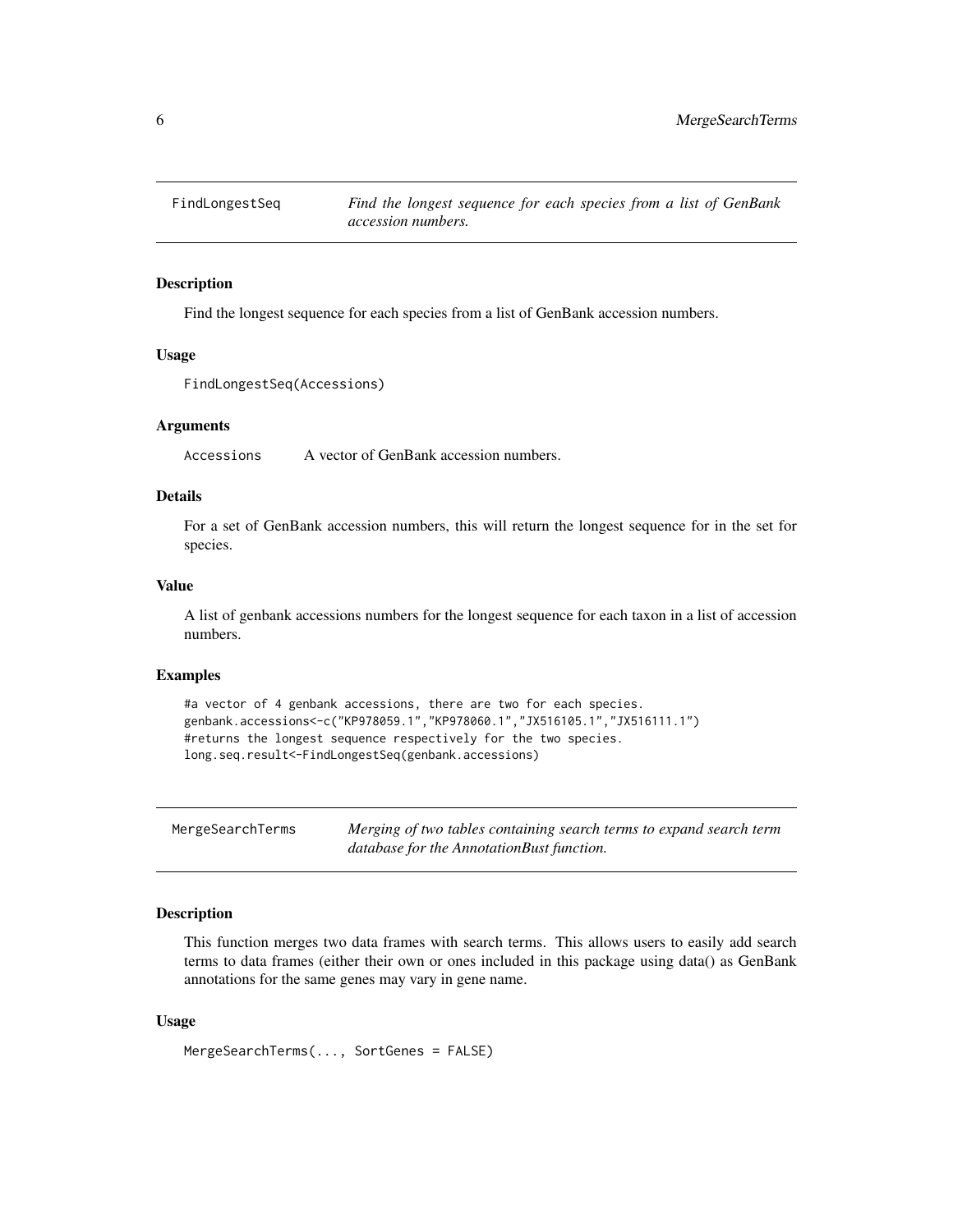## FindLongestSeq

*Find the longest sequence for each species from a list of GenBank accession numbers.*

### Description

Find the longest sequence for each species from a list of GenBank accession numbers.

### Usage

```
FindLongestSeq(Accessions)
```

### Arguments

`Accessions` A vector of GenBank accession numbers.

### Details

For a set of GenBank accession numbers, this will return the longest sequence for in the set for species.

### Value

A list of genbank accessions numbers for the longest sequence for each taxon in a list of accession numbers.

### Examples

```
#a vector of 4 genbank accessions, there are two for each species.
genbank.accessions<-c("KP978059.1","KP978060.1","JX516105.1","JX516111.1")
#returns the longest sequence respectively for the two species.
long.seq.result<-FindLongestSeq(genbank.accessions)
```

## MergeSearchTerms

*Merging of two tables containing search terms to expand search term database for the AnnotationBust function.*

### Description

This function merges two data frames with search terms. This allows users to easily add search terms to data frames (either their own or ones included in this package using data() as GenBank annotations for the same genes may vary in gene name.

### Usage

```
MergeSearchTerms(..., SortGenes = FALSE)
```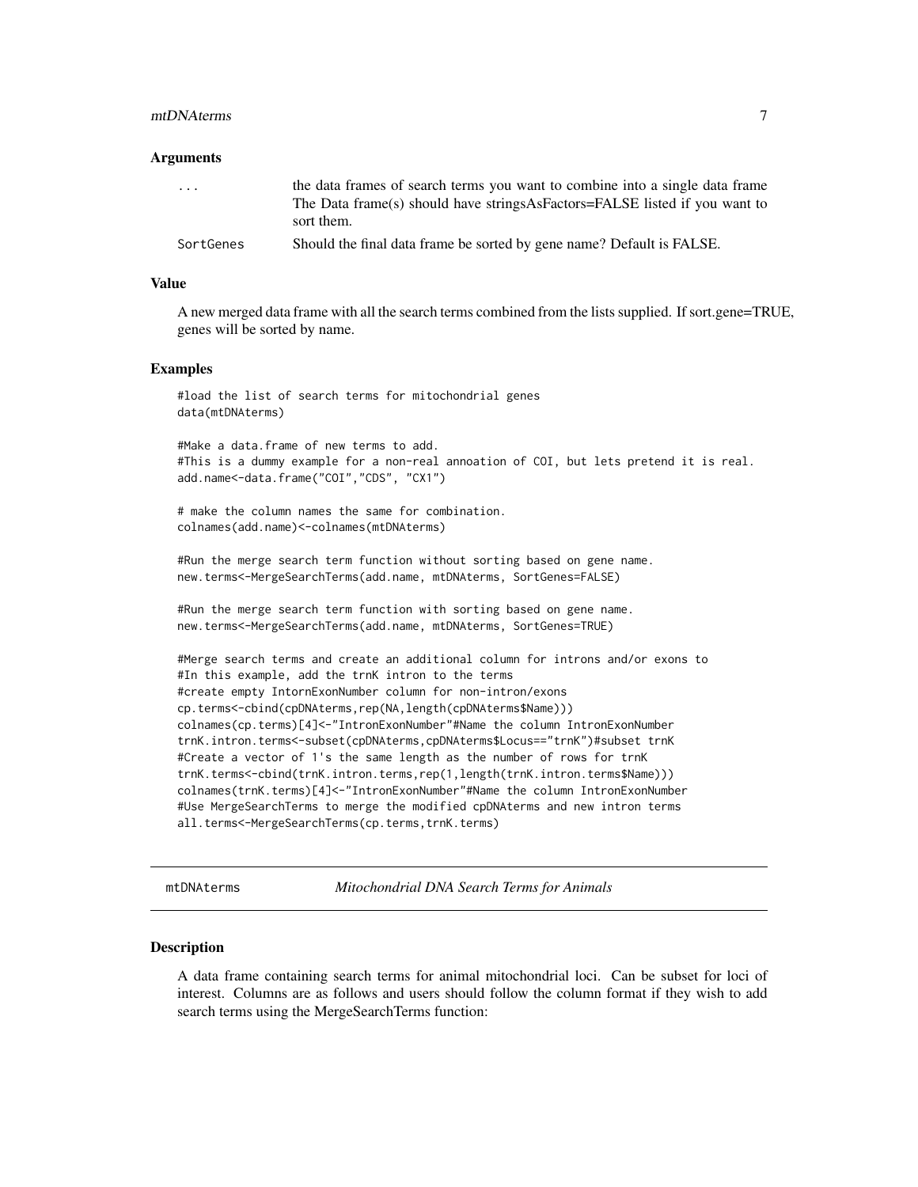### Arguments

| | |
|---|---|
| ... | the data frames of search terms you want to combine into a single data frame The Data frame(s) should have stringsAsFactors=FALSE listed if you want to sort them. |
| SortGenes | Should the final data frame be sorted by gene name? Default is FALSE. |

### Value

A new merged data frame with all the search terms combined from the lists supplied. If sort.gene=TRUE, genes will be sorted by name.

### Examples

```
#load the list of search terms for mitochondrial genes
data(mtDNAterms)

#Make a data.frame of new terms to add.
#This is a dummy example for a non-real annoation of COI, but lets pretend it is real.
add.name<-data.frame("COI","CDS", "CX1")

# make the column names the same for combination.
colnames(add.name)<-colnames(mtDNAterms)

#Run the merge search term function without sorting based on gene name.
new.terms<-MergeSearchTerms(add.name, mtDNAterms, SortGenes=FALSE)

#Run the merge search term function with sorting based on gene name.
new.terms<-MergeSearchTerms(add.name, mtDNAterms, SortGenes=TRUE)

#Merge search terms and create an additional column for introns and/or exons to
#In this example, add the trnK intron to the terms
#create empty IntornExonNumber column for non-intron/exons
cp.terms<-cbind(cpDNAterms,rep(NA,length(cpDNAterms$Name)))
colnames(cp.terms)[4]<-"IntronExonNumber"#Name the column IntronExonNumber
trnK.intron.terms<-subset(cpDNAterms,cpDNAterms$Locus=="trnK")#subset trnK
#Create a vector of 1's the same length as the number of rows for trnK
trnK.terms<-cbind(trnK.intron.terms,rep(1,length(trnK.intron.terms$Name)))
colnames(trnK.terms)[4]<-"IntronExonNumber"#Name the column IntronExonNumber
#Use MergeSearchTerms to merge the modified cpDNAterms and new intron terms
all.terms<-MergeSearchTerms(cp.terms,trnK.terms)
```

---

## mtDNAterms — *Mitochondrial DNA Search Terms for Animals*

---

### Description

A data frame containing search terms for animal mitochondrial loci. Can be subset for loci of interest. Columns are as follows and users should follow the column format if they wish to add search terms using the MergeSearchTerms function: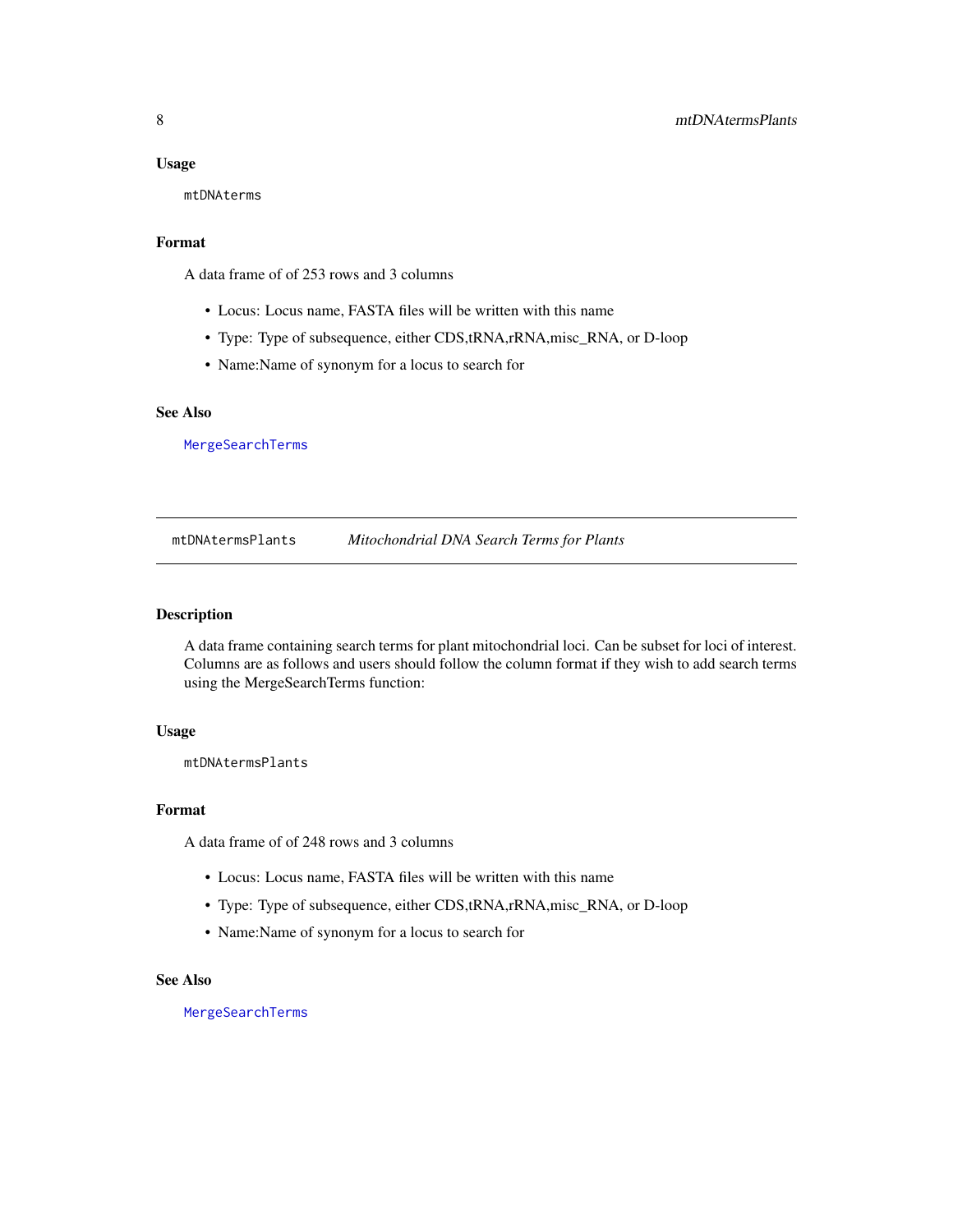### Usage

```
mtDNAterms
```

### Format

A data frame of of 253 rows and 3 columns

- Locus: Locus name, FASTA files will be written with this name
- Type: Type of subsequence, either CDS,tRNA,rRNA,misc_RNA, or D-loop
- Name:Name of synonym for a locus to search for

### See Also

`MergeSearchTerms`

---

## mtDNAtermsPlants *Mitochondrial DNA Search Terms for Plants*

### Description

A data frame containing search terms for plant mitochondrial loci. Can be subset for loci of interest. Columns are as follows and users should follow the column format if they wish to add search terms using the MergeSearchTerms function:

### Usage

```
mtDNAtermsPlants
```

### Format

A data frame of of 248 rows and 3 columns

- Locus: Locus name, FASTA files will be written with this name
- Type: Type of subsequence, either CDS,tRNA,rRNA,misc_RNA, or D-loop
- Name:Name of synonym for a locus to search for

### See Also

`MergeSearchTerms`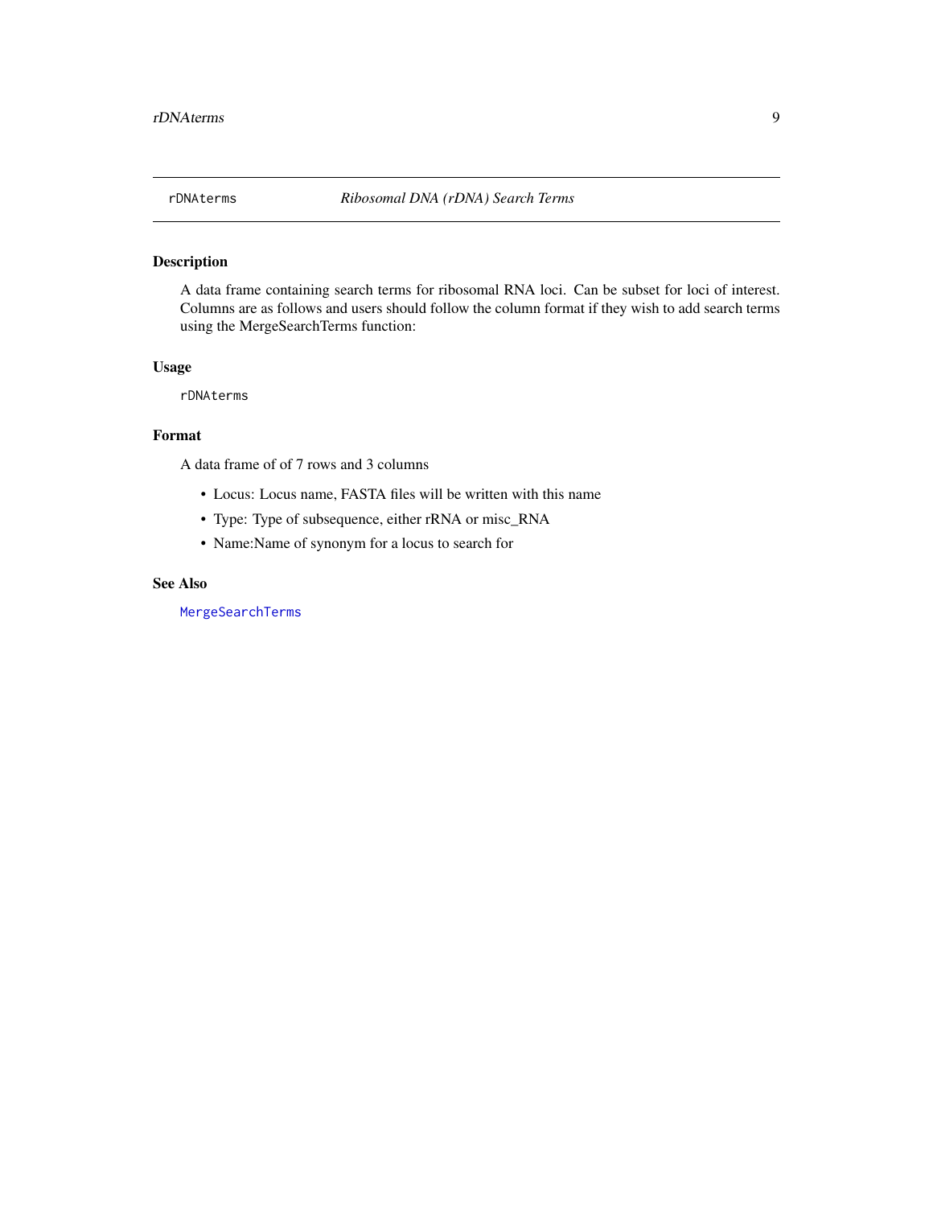`rDNAterms` *Ribosomal DNA (rDNA) Search Terms*

## Description

A data frame containing search terms for ribosomal RNA loci. Can be subset for loci of interest. Columns are as follows and users should follow the column format if they wish to add search terms using the MergeSearchTerms function:

## Usage

```
rDNAterms
```

## Format

A data frame of of 7 rows and 3 columns

- Locus: Locus name, FASTA files will be written with this name
- Type: Type of subsequence, either rRNA or misc_RNA
- Name:Name of synonym for a locus to search for

## See Also

`MergeSearchTerms`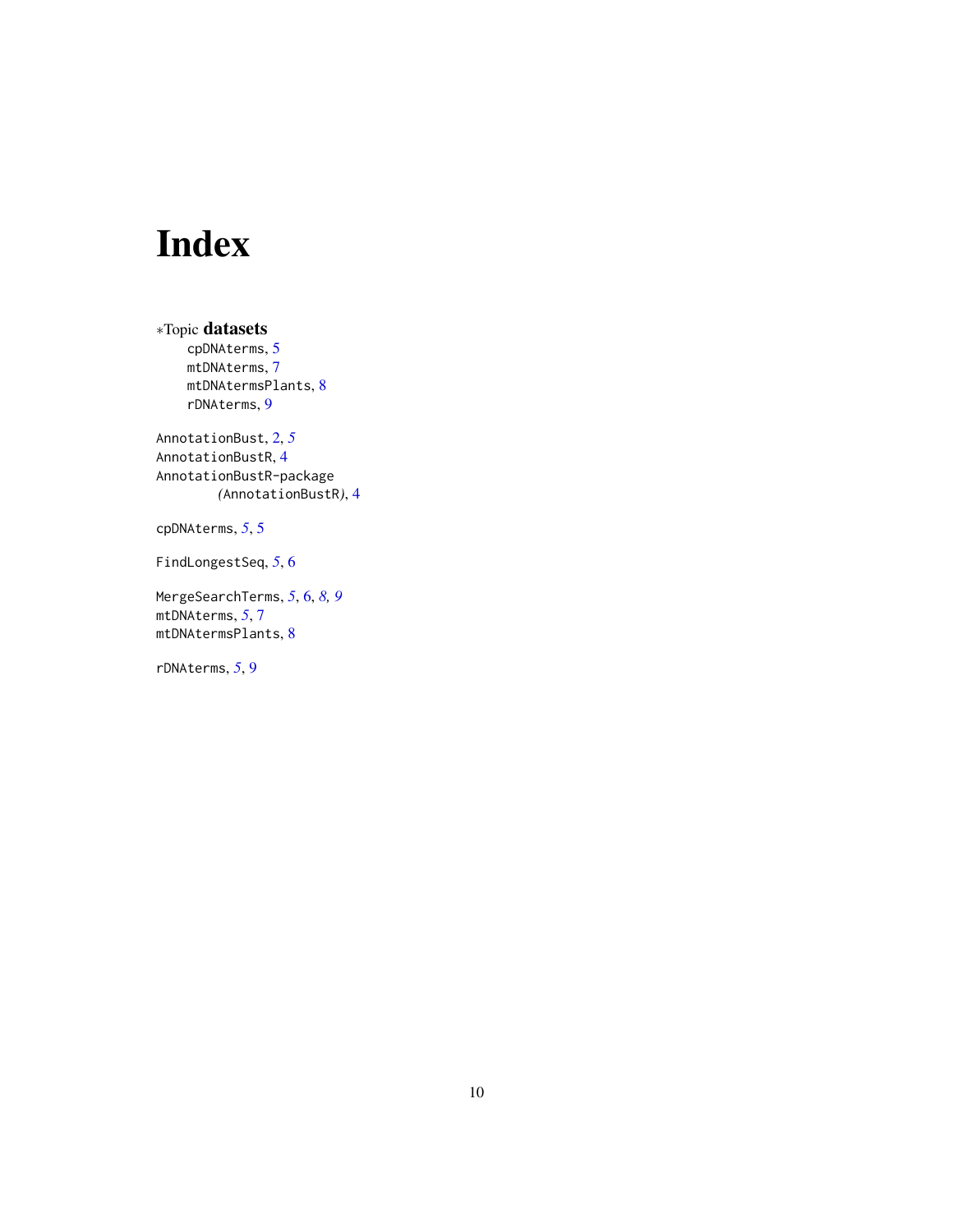# Index

*Topic **datasets**

cpDNAterms, 5
mtDNAterms, 7
mtDNAtermsPlants, 8
rDNAterms, 9

AnnotationBust, 2, *5*
AnnotationBustR, 4
AnnotationBustR-package (AnnotationBustR), 4

cpDNAterms, *5*, 5

FindLongestSeq, *5*, 6

MergeSearchTerms, *5*, 6, *8*, *9*
mtDNAterms, *5*, 7
mtDNAtermsPlants, 8

rDNAterms, *5*, 9